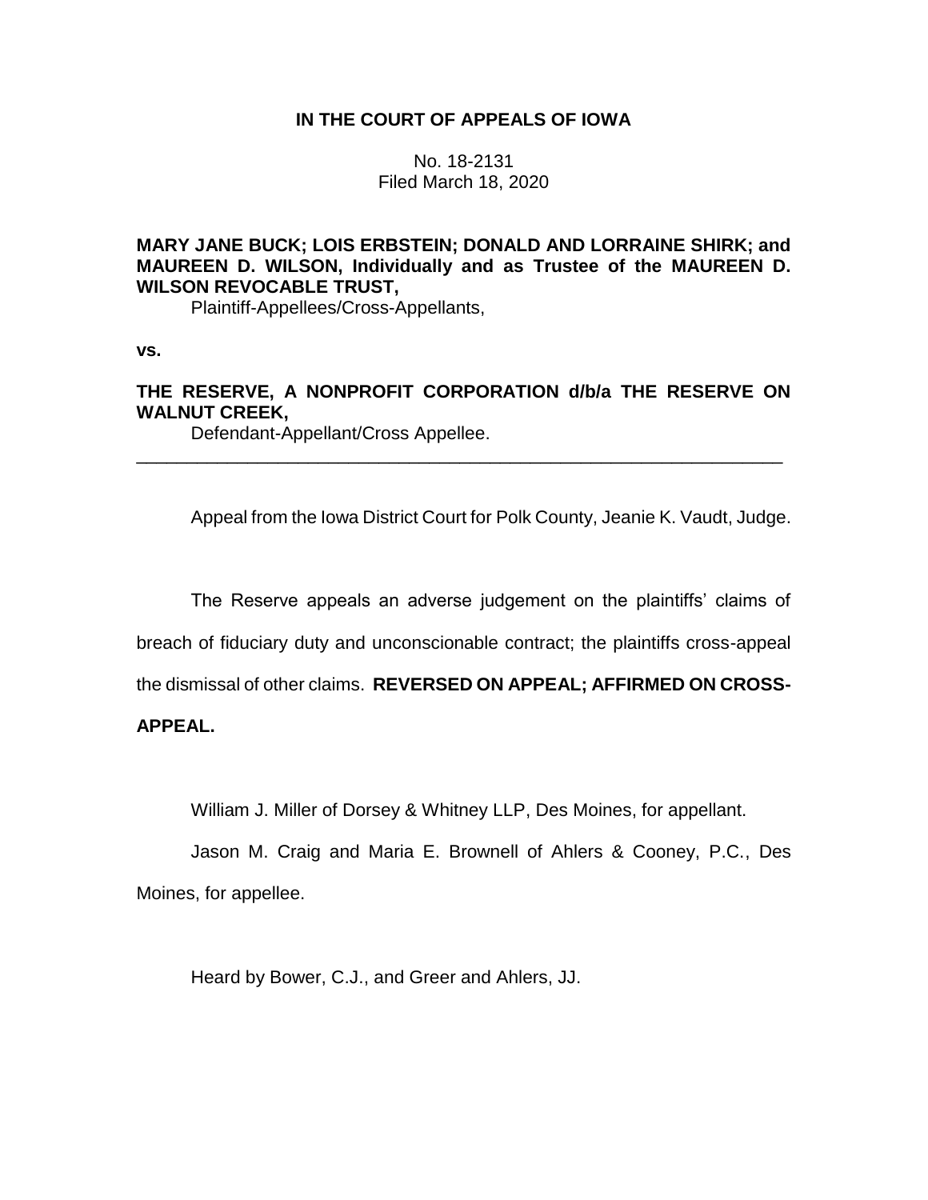**IN THE COURT OF APPEALS OF IOWA**

No. 18-2131
Filed March 18, 2020

**MARY JANE BUCK; LOIS ERBSTEIN; DONALD AND LORRAINE SHIRK; and MAUREEN D. WILSON, Individually and as Trustee of the MAUREEN D. WILSON REVOCABLE TRUST,**
Plaintiff-Appellees/Cross-Appellants,

**vs.**

**THE RESERVE, A NONPROFIT CORPORATION d/b/a THE RESERVE ON WALNUT CREEK,**
Defendant-Appellant/Cross Appellee.

---

Appeal from the Iowa District Court for Polk County, Jeanie K. Vaudt, Judge.

The Reserve appeals an adverse judgement on the plaintiffs' claims of breach of fiduciary duty and unconscionable contract; the plaintiffs cross-appeal the dismissal of other claims. **REVERSED ON APPEAL; AFFIRMED ON CROSS-APPEAL.**

William J. Miller of Dorsey & Whitney LLP, Des Moines, for appellant.

Jason M. Craig and Maria E. Brownell of Ahlers & Cooney, P.C., Des Moines, for appellee.

Heard by Bower, C.J., and Greer and Ahlers, JJ.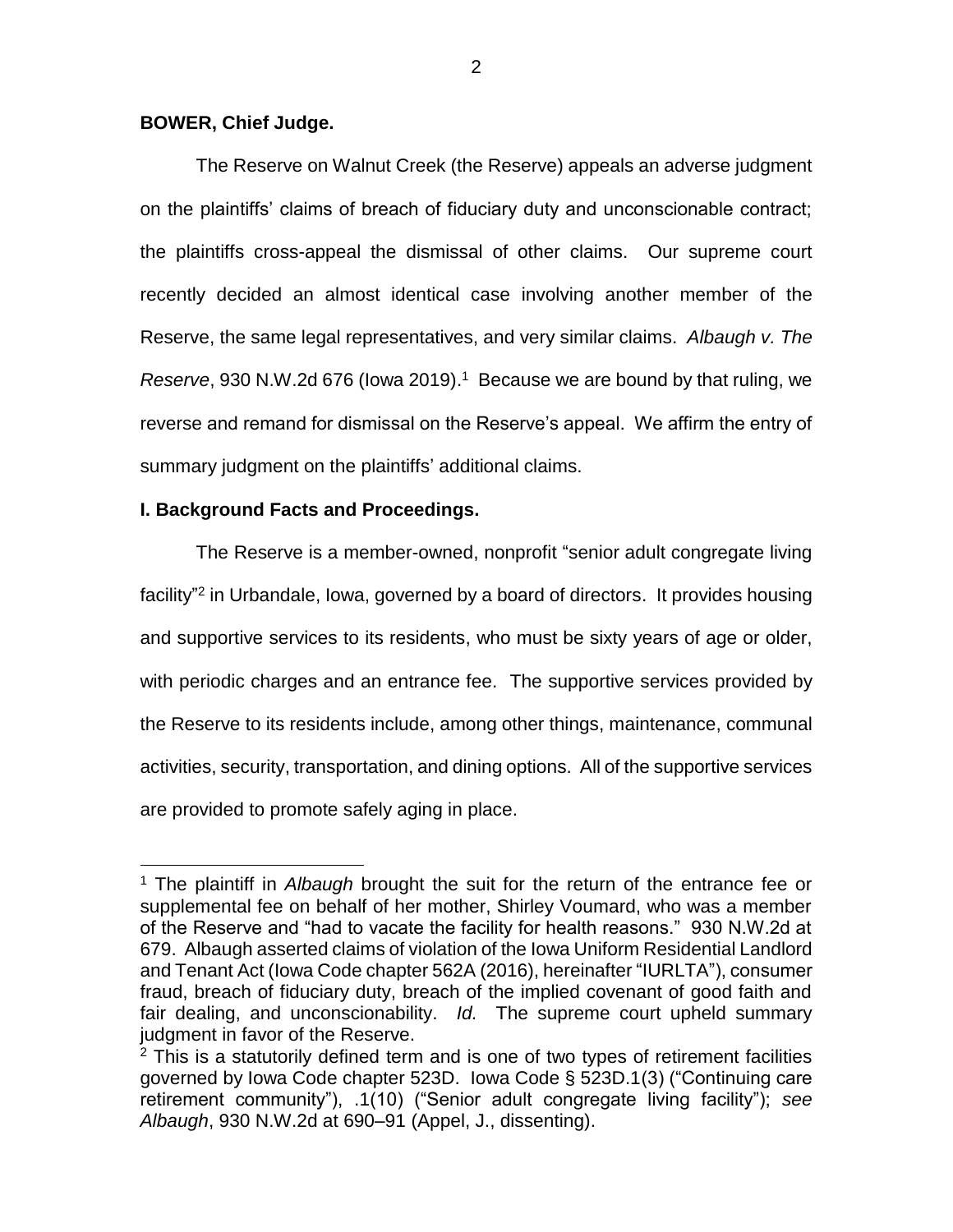**BOWER, Chief Judge.**

The Reserve on Walnut Creek (the Reserve) appeals an adverse judgment on the plaintiffs' claims of breach of fiduciary duty and unconscionable contract; the plaintiffs cross-appeal the dismissal of other claims. Our supreme court recently decided an almost identical case involving another member of the Reserve, the same legal representatives, and very similar claims. *Albaugh v. The Reserve*, 930 N.W.2d 676 (Iowa 2019).[1] Because we are bound by that ruling, we reverse and remand for dismissal on the Reserve's appeal. We affirm the entry of summary judgment on the plaintiffs' additional claims.

**I. Background Facts and Proceedings.**

The Reserve is a member-owned, nonprofit "senior adult congregate living facility"[2] in Urbandale, Iowa, governed by a board of directors. It provides housing and supportive services to its residents, who must be sixty years of age or older, with periodic charges and an entrance fee. The supportive services provided by the Reserve to its residents include, among other things, maintenance, communal activities, security, transportation, and dining options. All of the supportive services are provided to promote safely aging in place.

[1] The plaintiff in *Albaugh* brought the suit for the return of the entrance fee or supplemental fee on behalf of her mother, Shirley Voumard, who was a member of the Reserve and "had to vacate the facility for health reasons." 930 N.W.2d at 679. Albaugh asserted claims of violation of the Iowa Uniform Residential Landlord and Tenant Act (Iowa Code chapter 562A (2016), hereinafter "IURLTA"), consumer fraud, breach of fiduciary duty, breach of the implied covenant of good faith and fair dealing, and unconscionability. *Id.* The supreme court upheld summary judgment in favor of the Reserve.

[2] This is a statutorily defined term and is one of two types of retirement facilities governed by Iowa Code chapter 523D. Iowa Code § 523D.1(3) ("Continuing care retirement community"), .1(10) ("Senior adult congregate living facility"); *see Albaugh*, 930 N.W.2d at 690–91 (Appel, J., dissenting).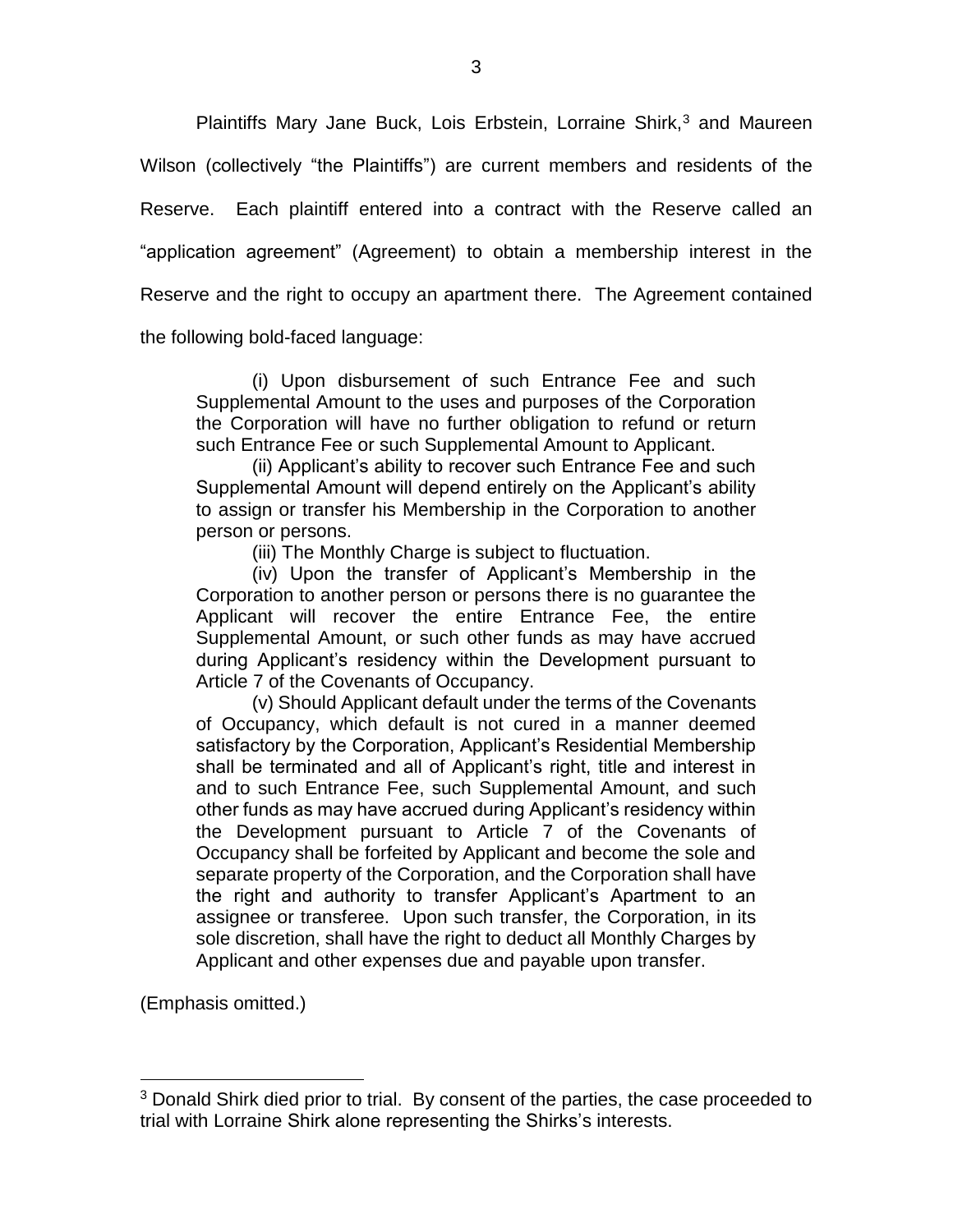Plaintiffs Mary Jane Buck, Lois Erbstein, Lorraine Shirk,[3] and Maureen Wilson (collectively "the Plaintiffs") are current members and residents of the Reserve. Each plaintiff entered into a contract with the Reserve called an "application agreement" (Agreement) to obtain a membership interest in the Reserve and the right to occupy an apartment there. The Agreement contained the following bold-faced language:

> (i) Upon disbursement of such Entrance Fee and such Supplemental Amount to the uses and purposes of the Corporation the Corporation will have no further obligation to refund or return such Entrance Fee or such Supplemental Amount to Applicant.
>
> (ii) Applicant's ability to recover such Entrance Fee and such Supplemental Amount will depend entirely on the Applicant's ability to assign or transfer his Membership in the Corporation to another person or persons.
>
> (iii) The Monthly Charge is subject to fluctuation.
>
> (iv) Upon the transfer of Applicant's Membership in the Corporation to another person or persons there is no guarantee the Applicant will recover the entire Entrance Fee, the entire Supplemental Amount, or such other funds as may have accrued during Applicant's residency within the Development pursuant to Article 7 of the Covenants of Occupancy.
>
> (v) Should Applicant default under the terms of the Covenants of Occupancy, which default is not cured in a manner deemed satisfactory by the Corporation, Applicant's Residential Membership shall be terminated and all of Applicant's right, title and interest in and to such Entrance Fee, such Supplemental Amount, and such other funds as may have accrued during Applicant's residency within the Development pursuant to Article 7 of the Covenants of Occupancy shall be forfeited by Applicant and become the sole and separate property of the Corporation, and the Corporation shall have the right and authority to transfer Applicant's Apartment to an assignee or transferee. Upon such transfer, the Corporation, in its sole discretion, shall have the right to deduct all Monthly Charges by Applicant and other expenses due and payable upon transfer.

(Emphasis omitted.)

---

[3] Donald Shirk died prior to trial. By consent of the parties, the case proceeded to trial with Lorraine Shirk alone representing the Shirks's interests.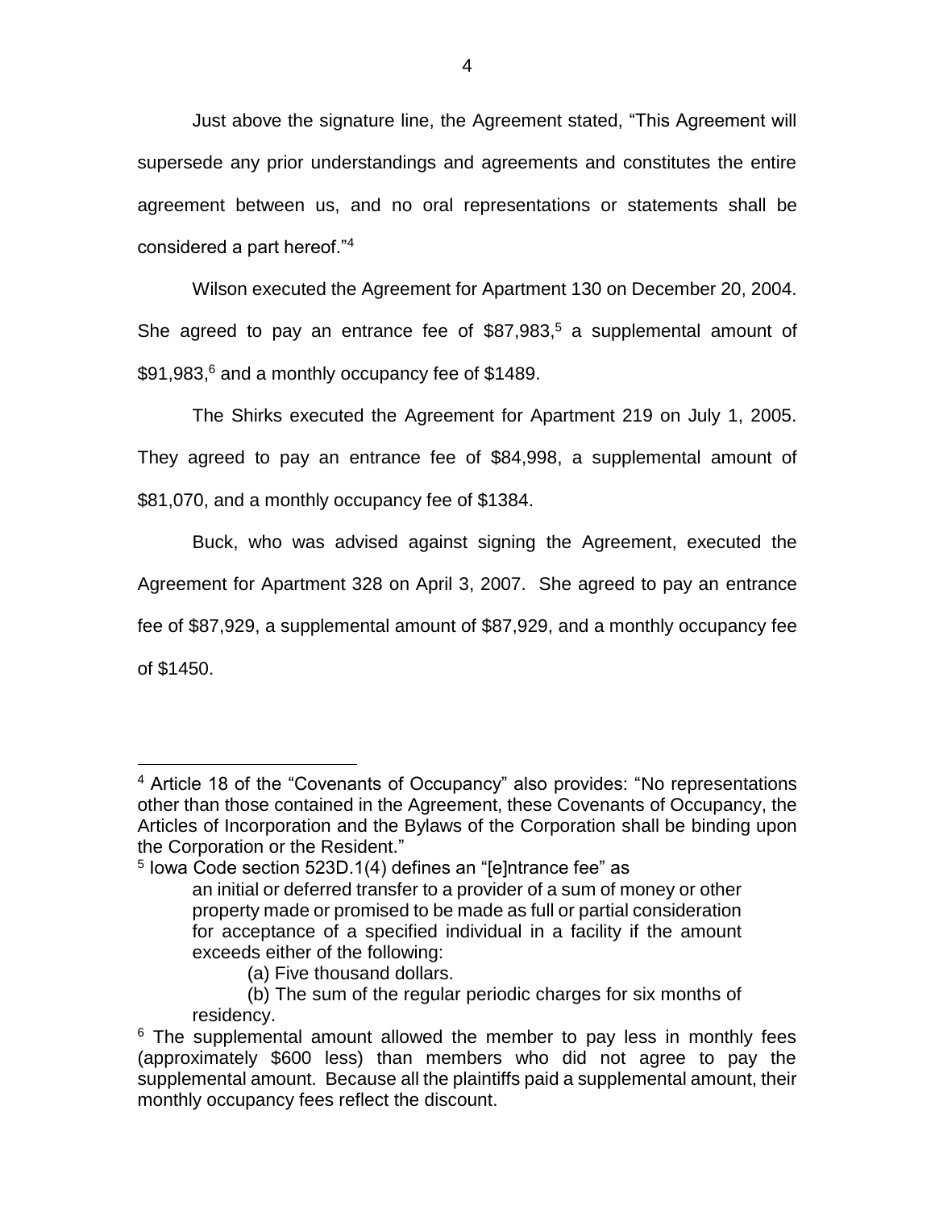Just above the signature line, the Agreement stated, “This Agreement will supersede any prior understandings and agreements and constitutes the entire agreement between us, and no oral representations or statements shall be considered a part hereof.”[4]

Wilson executed the Agreement for Apartment 130 on December 20, 2004. She agreed to pay an entrance fee of $87,983,[5] a supplemental amount of $91,983,[6] and a monthly occupancy fee of $1489.

The Shirks executed the Agreement for Apartment 219 on July 1, 2005. They agreed to pay an entrance fee of $84,998, a supplemental amount of $81,070, and a monthly occupancy fee of $1384.

Buck, who was advised against signing the Agreement, executed the Agreement for Apartment 328 on April 3, 2007. She agreed to pay an entrance fee of $87,929, a supplemental amount of $87,929, and a monthly occupancy fee of $1450.

---

[4] Article 18 of the “Covenants of Occupancy” also provides: “No representations other than those contained in the Agreement, these Covenants of Occupancy, the Articles of Incorporation and the Bylaws of the Corporation shall be binding upon the Corporation or the Resident.”

[5] Iowa Code section 523D.1(4) defines an “[e]ntrance fee” as

> an initial or deferred transfer to a provider of a sum of money or other property made or promised to be made as full or partial consideration for acceptance of a specified individual in a facility if the amount exceeds either of the following:
>
> (a) Five thousand dollars.
>
> (b) The sum of the regular periodic charges for six months of residency.

[6] The supplemental amount allowed the member to pay less in monthly fees (approximately $600 less) than members who did not agree to pay the supplemental amount. Because all the plaintiffs paid a supplemental amount, their monthly occupancy fees reflect the discount.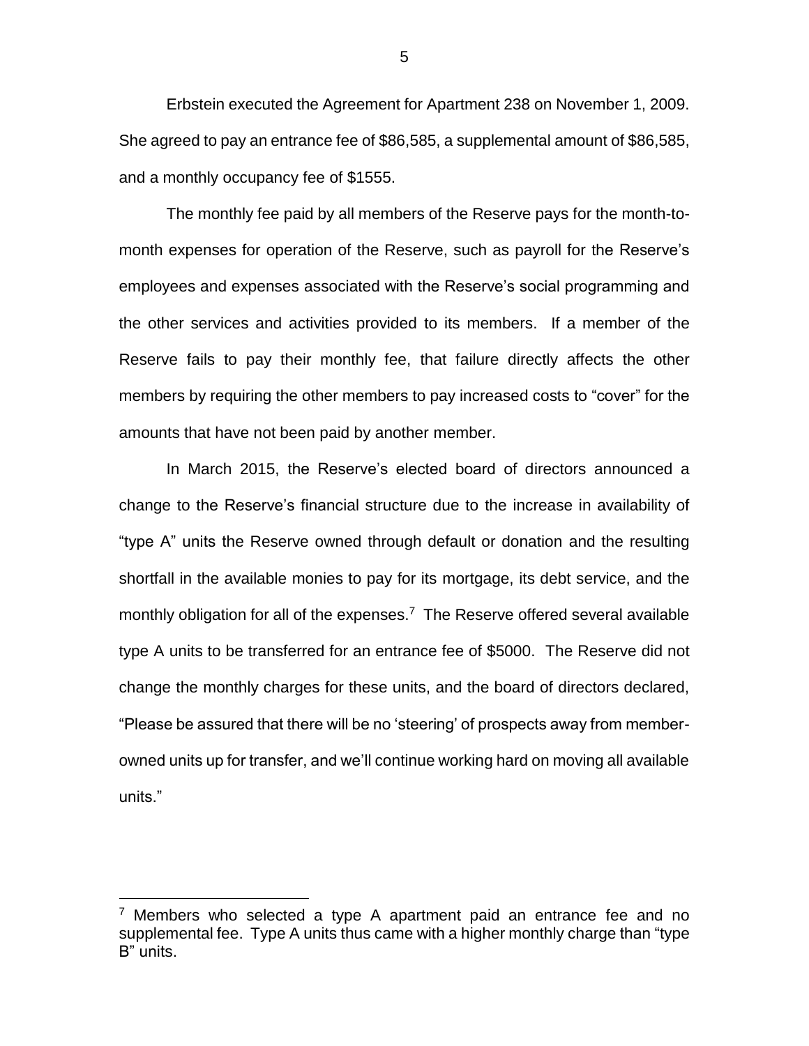Erbstein executed the Agreement for Apartment 238 on November 1, 2009. She agreed to pay an entrance fee of $86,585, a supplemental amount of $86,585, and a monthly occupancy fee of $1555.

The monthly fee paid by all members of the Reserve pays for the month-to-month expenses for operation of the Reserve, such as payroll for the Reserve's employees and expenses associated with the Reserve's social programming and the other services and activities provided to its members. If a member of the Reserve fails to pay their monthly fee, that failure directly affects the other members by requiring the other members to pay increased costs to "cover" for the amounts that have not been paid by another member.

In March 2015, the Reserve's elected board of directors announced a change to the Reserve's financial structure due to the increase in availability of "type A" units the Reserve owned through default or donation and the resulting shortfall in the available monies to pay for its mortgage, its debt service, and the monthly obligation for all of the expenses.[7] The Reserve offered several available type A units to be transferred for an entrance fee of $5000. The Reserve did not change the monthly charges for these units, and the board of directors declared, "Please be assured that there will be no 'steering' of prospects away from member-owned units up for transfer, and we'll continue working hard on moving all available units."

---

[7] Members who selected a type A apartment paid an entrance fee and no supplemental fee. Type A units thus came with a higher monthly charge than "type B" units.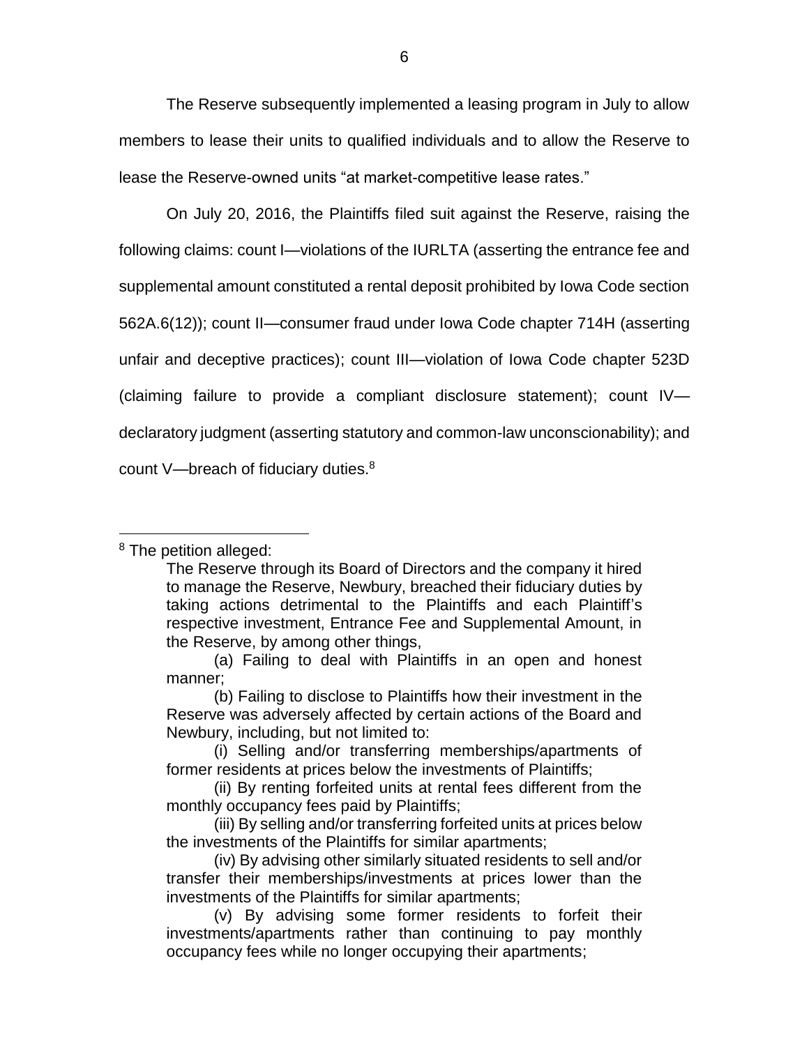The Reserve subsequently implemented a leasing program in July to allow members to lease their units to qualified individuals and to allow the Reserve to lease the Reserve-owned units "at market-competitive lease rates."

On July 20, 2016, the Plaintiffs filed suit against the Reserve, raising the following claims: count I—violations of the IURLTA (asserting the entrance fee and supplemental amount constituted a rental deposit prohibited by Iowa Code section 562A.6(12)); count II—consumer fraud under Iowa Code chapter 714H (asserting unfair and deceptive practices); count III—violation of Iowa Code chapter 523D (claiming failure to provide a compliant disclosure statement); count IV—declaratory judgment (asserting statutory and common-law unconscionability); and count V—breach of fiduciary duties.[8]

---

[8] The petition alleged:

> The Reserve through its Board of Directors and the company it hired to manage the Reserve, Newbury, breached their fiduciary duties by taking actions detrimental to the Plaintiffs and each Plaintiff's respective investment, Entrance Fee and Supplemental Amount, in the Reserve, by among other things,
>
> (a) Failing to deal with Plaintiffs in an open and honest manner;
>
> (b) Failing to disclose to Plaintiffs how their investment in the Reserve was adversely affected by certain actions of the Board and Newbury, including, but not limited to:
>
> (i) Selling and/or transferring memberships/apartments of former residents at prices below the investments of Plaintiffs;
>
> (ii) By renting forfeited units at rental fees different from the monthly occupancy fees paid by Plaintiffs;
>
> (iii) By selling and/or transferring forfeited units at prices below the investments of the Plaintiffs for similar apartments;
>
> (iv) By advising other similarly situated residents to sell and/or transfer their memberships/investments at prices lower than the investments of the Plaintiffs for similar apartments;
>
> (v) By advising some former residents to forfeit their investments/apartments rather than continuing to pay monthly occupancy fees while no longer occupying their apartments;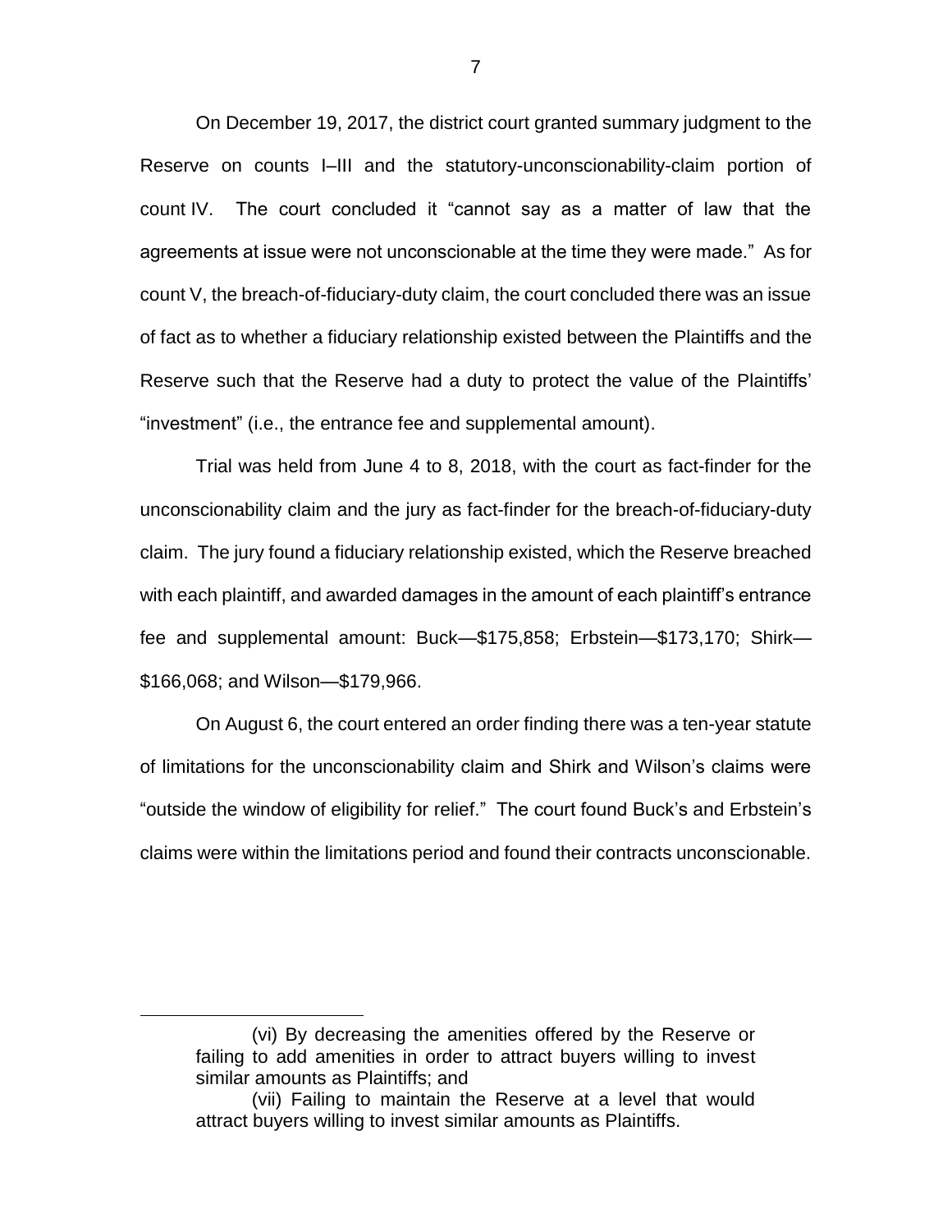On December 19, 2017, the district court granted summary judgment to the Reserve on counts I–III and the statutory-unconscionability-claim portion of count IV. The court concluded it "cannot say as a matter of law that the agreements at issue were not unconscionable at the time they were made." As for count V, the breach-of-fiduciary-duty claim, the court concluded there was an issue of fact as to whether a fiduciary relationship existed between the Plaintiffs and the Reserve such that the Reserve had a duty to protect the value of the Plaintiffs' "investment" (i.e., the entrance fee and supplemental amount).

Trial was held from June 4 to 8, 2018, with the court as fact-finder for the unconscionability claim and the jury as fact-finder for the breach-of-fiduciary-duty claim. The jury found a fiduciary relationship existed, which the Reserve breached with each plaintiff, and awarded damages in the amount of each plaintiff's entrance fee and supplemental amount: Buck—$175,858; Erbstein—$173,170; Shirk—$166,068; and Wilson—$179,966.

On August 6, the court entered an order finding there was a ten-year statute of limitations for the unconscionability claim and Shirk and Wilson's claims were "outside the window of eligibility for relief." The court found Buck's and Erbstein's claims were within the limitations period and found their contracts unconscionable.

---

(vi) By decreasing the amenities offered by the Reserve or failing to add amenities in order to attract buyers willing to invest similar amounts as Plaintiffs; and

(vii) Failing to maintain the Reserve at a level that would attract buyers willing to invest similar amounts as Plaintiffs.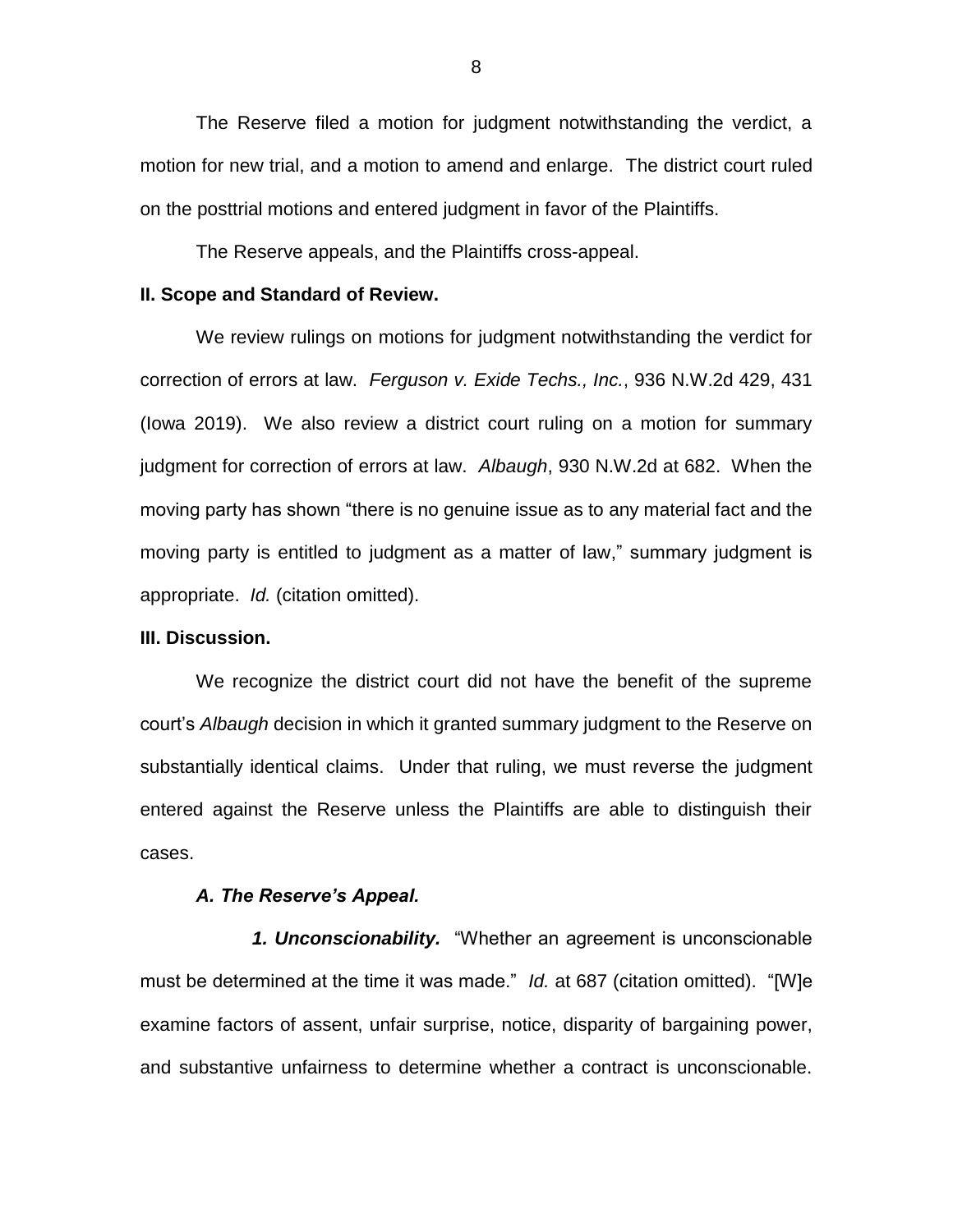The Reserve filed a motion for judgment notwithstanding the verdict, a motion for new trial, and a motion to amend and enlarge. The district court ruled on the posttrial motions and entered judgment in favor of the Plaintiffs.

The Reserve appeals, and the Plaintiffs cross-appeal.

**II. Scope and Standard of Review.**

We review rulings on motions for judgment notwithstanding the verdict for correction of errors at law. *Ferguson v. Exide Techs., Inc.*, 936 N.W.2d 429, 431 (Iowa 2019). We also review a district court ruling on a motion for summary judgment for correction of errors at law. *Albaugh*, 930 N.W.2d at 682. When the moving party has shown "there is no genuine issue as to any material fact and the moving party is entitled to judgment as a matter of law," summary judgment is appropriate. *Id.* (citation omitted).

**III. Discussion.**

We recognize the district court did not have the benefit of the supreme court's *Albaugh* decision in which it granted summary judgment to the Reserve on substantially identical claims. Under that ruling, we must reverse the judgment entered against the Reserve unless the Plaintiffs are able to distinguish their cases.

***A. The Reserve's Appeal.***

***1. Unconscionability.*** "Whether an agreement is unconscionable must be determined at the time it was made." *Id.* at 687 (citation omitted). "[W]e examine factors of assent, unfair surprise, notice, disparity of bargaining power, and substantive unfairness to determine whether a contract is unconscionable.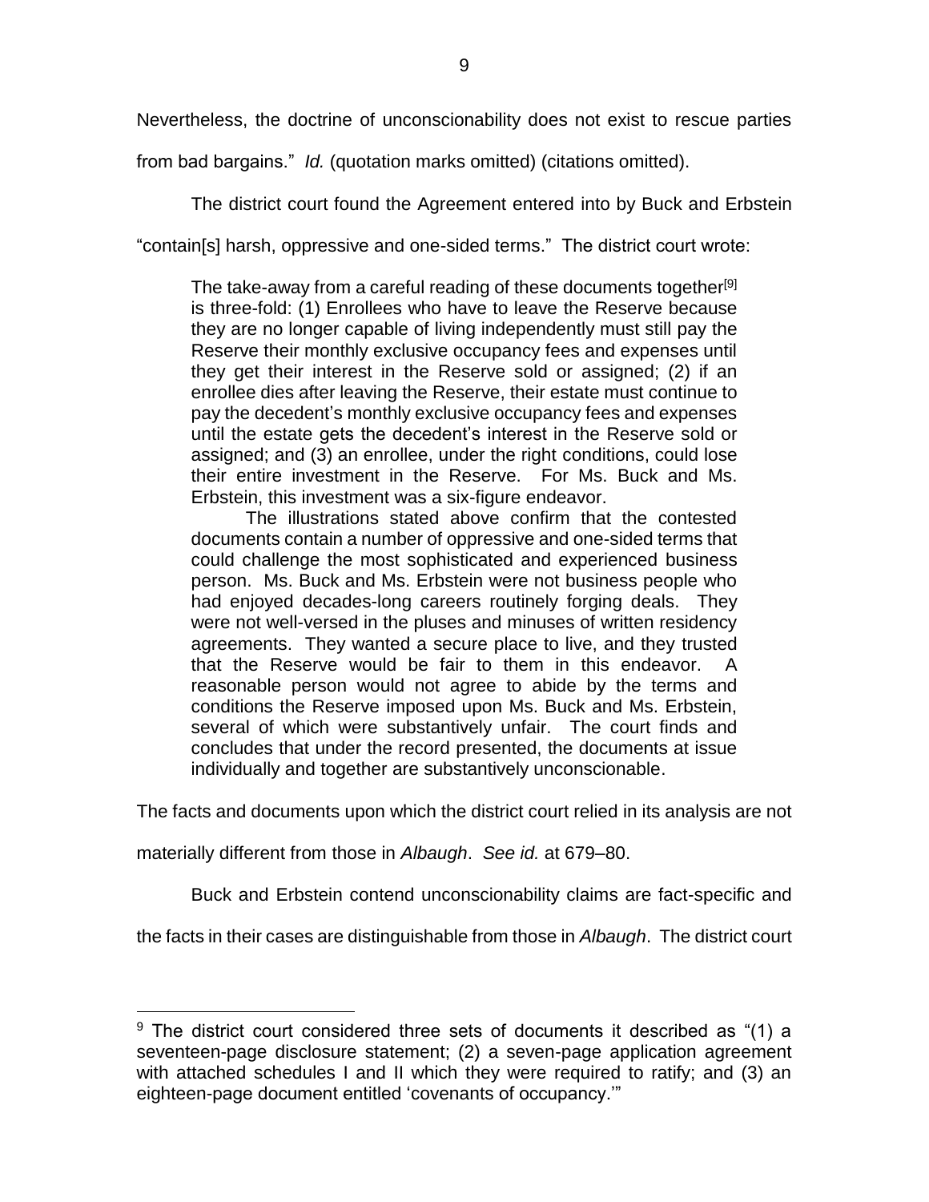Nevertheless, the doctrine of unconscionability does not exist to rescue parties from bad bargains." *Id.* (quotation marks omitted) (citations omitted).

The district court found the Agreement entered into by Buck and Erbstein "contain[s] harsh, oppressive and one-sided terms." The district court wrote:

> The take-away from a careful reading of these documents together[9] is three-fold: (1) Enrollees who have to leave the Reserve because they are no longer capable of living independently must still pay the Reserve their monthly exclusive occupancy fees and expenses until they get their interest in the Reserve sold or assigned; (2) if an enrollee dies after leaving the Reserve, their estate must continue to pay the decedent's monthly exclusive occupancy fees and expenses until the estate gets the decedent's interest in the Reserve sold or assigned; and (3) an enrollee, under the right conditions, could lose their entire investment in the Reserve. For Ms. Buck and Ms. Erbstein, this investment was a six-figure endeavor.
>
> The illustrations stated above confirm that the contested documents contain a number of oppressive and one-sided terms that could challenge the most sophisticated and experienced business person. Ms. Buck and Ms. Erbstein were not business people who had enjoyed decades-long careers routinely forging deals. They were not well-versed in the pluses and minuses of written residency agreements. They wanted a secure place to live, and they trusted that the Reserve would be fair to them in this endeavor. A reasonable person would not agree to abide by the terms and conditions the Reserve imposed upon Ms. Buck and Ms. Erbstein, several of which were substantively unfair. The court finds and concludes that under the record presented, the documents at issue individually and together are substantively unconscionable.

The facts and documents upon which the district court relied in its analysis are not materially different from those in *Albaugh*. *See id.* at 679–80.

Buck and Erbstein contend unconscionability claims are fact-specific and the facts in their cases are distinguishable from those in *Albaugh*. The district court

---

[9] The district court considered three sets of documents it described as "(1) a seventeen-page disclosure statement; (2) a seven-page application agreement with attached schedules I and II which they were required to ratify; and (3) an eighteen-page document entitled 'covenants of occupancy.'"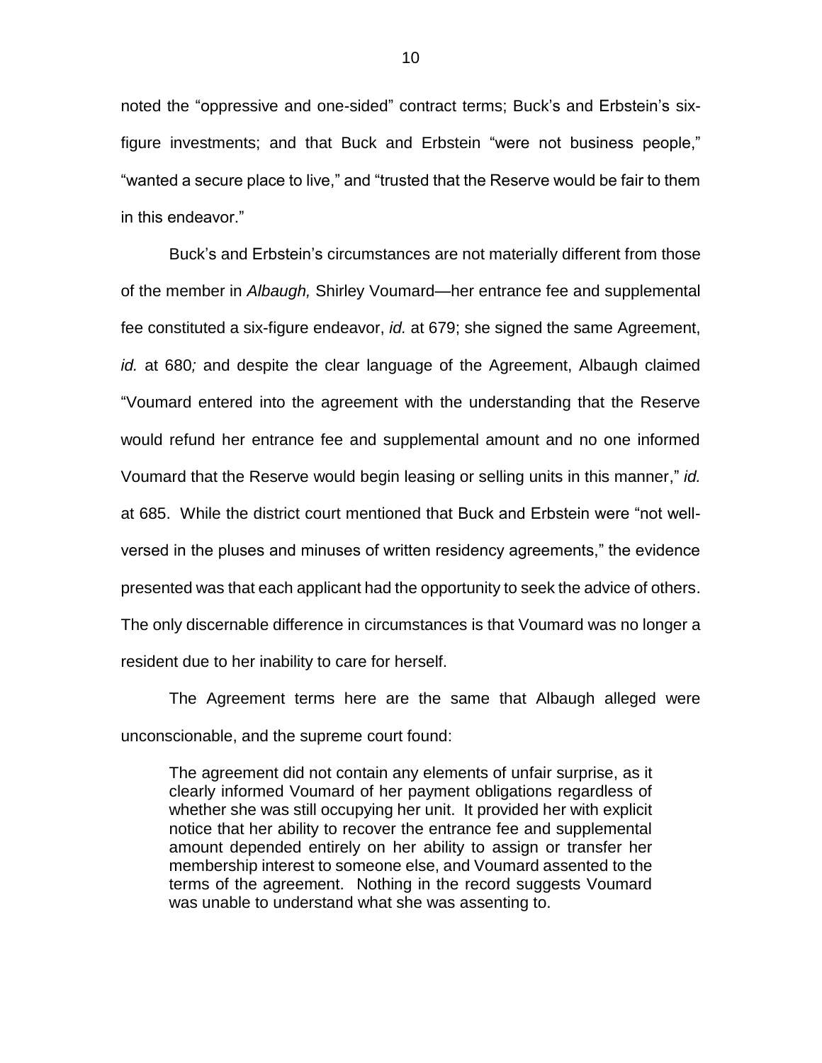noted the "oppressive and one-sided" contract terms; Buck's and Erbstein's six-figure investments; and that Buck and Erbstein "were not business people," "wanted a secure place to live," and "trusted that the Reserve would be fair to them in this endeavor."

Buck's and Erbstein's circumstances are not materially different from those of the member in *Albaugh,* Shirley Voumard—her entrance fee and supplemental fee constituted a six-figure endeavor, *id.* at 679; she signed the same Agreement, *id.* at 680*;* and despite the clear language of the Agreement, Albaugh claimed "Voumard entered into the agreement with the understanding that the Reserve would refund her entrance fee and supplemental amount and no one informed Voumard that the Reserve would begin leasing or selling units in this manner," *id.* at 685. While the district court mentioned that Buck and Erbstein were "not well-versed in the pluses and minuses of written residency agreements," the evidence presented was that each applicant had the opportunity to seek the advice of others. The only discernable difference in circumstances is that Voumard was no longer a resident due to her inability to care for herself.

The Agreement terms here are the same that Albaugh alleged were unconscionable, and the supreme court found:

> The agreement did not contain any elements of unfair surprise, as it clearly informed Voumard of her payment obligations regardless of whether she was still occupying her unit. It provided her with explicit notice that her ability to recover the entrance fee and supplemental amount depended entirely on her ability to assign or transfer her membership interest to someone else, and Voumard assented to the terms of the agreement. Nothing in the record suggests Voumard was unable to understand what she was assenting to.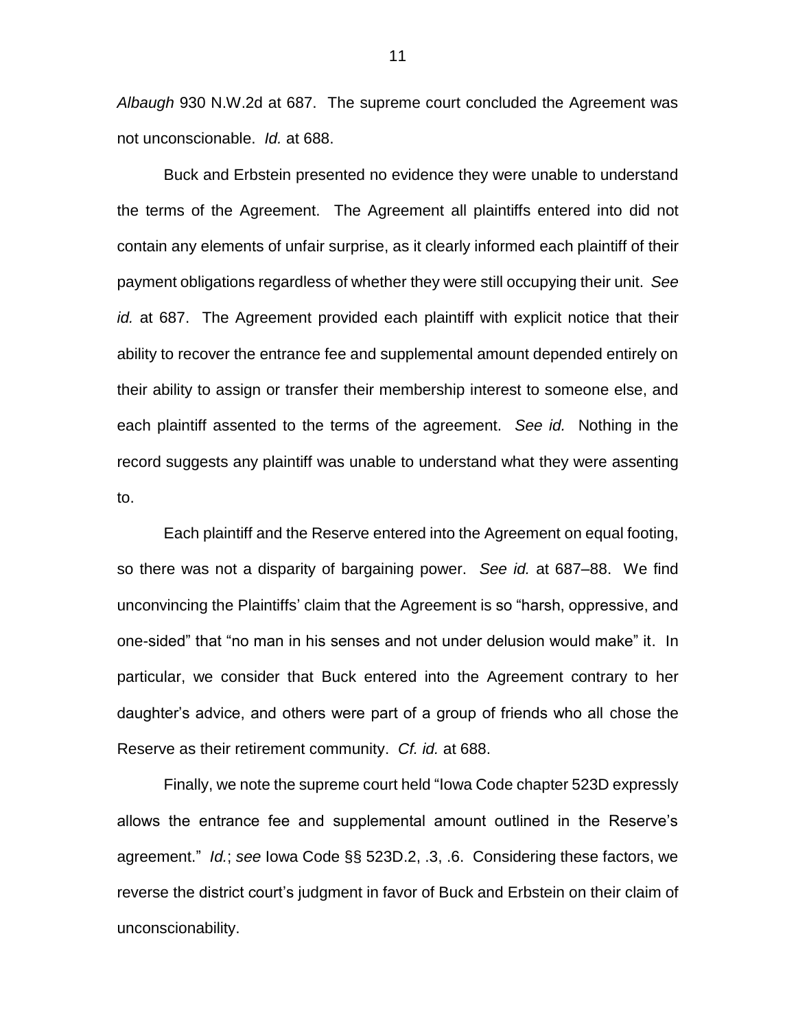*Albaugh* 930 N.W.2d at 687. The supreme court concluded the Agreement was not unconscionable. *Id.* at 688.

Buck and Erbstein presented no evidence they were unable to understand the terms of the Agreement. The Agreement all plaintiffs entered into did not contain any elements of unfair surprise, as it clearly informed each plaintiff of their payment obligations regardless of whether they were still occupying their unit. *See id.* at 687. The Agreement provided each plaintiff with explicit notice that their ability to recover the entrance fee and supplemental amount depended entirely on their ability to assign or transfer their membership interest to someone else, and each plaintiff assented to the terms of the agreement. *See id.* Nothing in the record suggests any plaintiff was unable to understand what they were assenting to.

Each plaintiff and the Reserve entered into the Agreement on equal footing, so there was not a disparity of bargaining power. *See id.* at 687–88. We find unconvincing the Plaintiffs' claim that the Agreement is so "harsh, oppressive, and one-sided" that "no man in his senses and not under delusion would make" it. In particular, we consider that Buck entered into the Agreement contrary to her daughter's advice, and others were part of a group of friends who all chose the Reserve as their retirement community. *Cf. id.* at 688.

Finally, we note the supreme court held "Iowa Code chapter 523D expressly allows the entrance fee and supplemental amount outlined in the Reserve's agreement." *Id.*; *see* Iowa Code §§ 523D.2, .3, .6. Considering these factors, we reverse the district court's judgment in favor of Buck and Erbstein on their claim of unconscionability.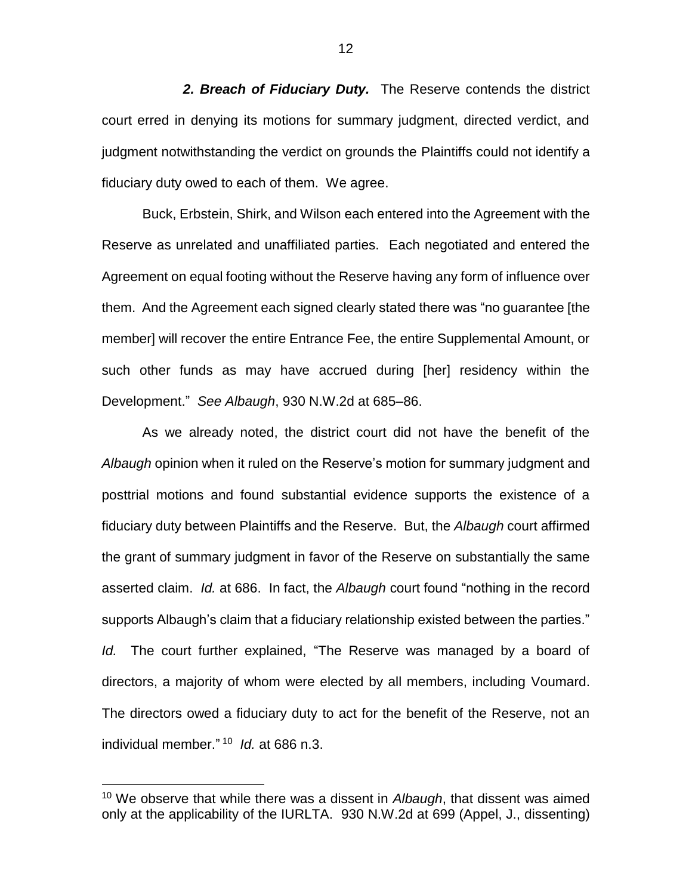***2. Breach of Fiduciary Duty.*** The Reserve contends the district court erred in denying its motions for summary judgment, directed verdict, and judgment notwithstanding the verdict on grounds the Plaintiffs could not identify a fiduciary duty owed to each of them. We agree.

Buck, Erbstein, Shirk, and Wilson each entered into the Agreement with the Reserve as unrelated and unaffiliated parties. Each negotiated and entered the Agreement on equal footing without the Reserve having any form of influence over them. And the Agreement each signed clearly stated there was "no guarantee [the member] will recover the entire Entrance Fee, the entire Supplemental Amount, or such other funds as may have accrued during [her] residency within the Development." *See Albaugh*, 930 N.W.2d at 685–86.

As we already noted, the district court did not have the benefit of the *Albaugh* opinion when it ruled on the Reserve's motion for summary judgment and posttrial motions and found substantial evidence supports the existence of a fiduciary duty between Plaintiffs and the Reserve. But, the *Albaugh* court affirmed the grant of summary judgment in favor of the Reserve on substantially the same asserted claim. *Id.* at 686. In fact, the *Albaugh* court found "nothing in the record supports Albaugh's claim that a fiduciary relationship existed between the parties." *Id.* The court further explained, "The Reserve was managed by a board of directors, a majority of whom were elected by all members, including Voumard. The directors owed a fiduciary duty to act for the benefit of the Reserve, not an individual member."[10] *Id.* at 686 n.3.

---

[10] We observe that while there was a dissent in *Albaugh*, that dissent was aimed only at the applicability of the IURLTA. 930 N.W.2d at 699 (Appel, J., dissenting)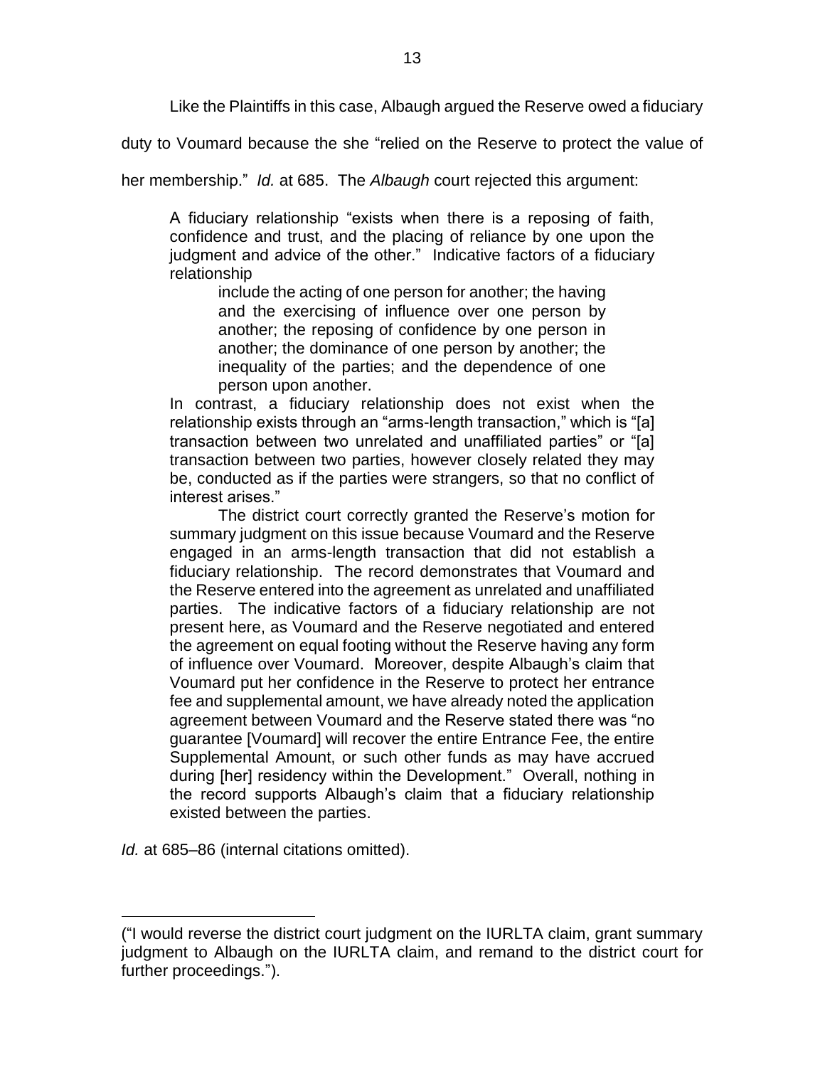Like the Plaintiffs in this case, Albaugh argued the Reserve owed a fiduciary duty to Voumard because the she "relied on the Reserve to protect the value of her membership." *Id.* at 685. The *Albaugh* court rejected this argument:

> A fiduciary relationship "exists when there is a reposing of faith, confidence and trust, and the placing of reliance by one upon the judgment and advice of the other." Indicative factors of a fiduciary relationship
>
> > include the acting of one person for another; the having and the exercising of influence over one person by another; the reposing of confidence by one person in another; the dominance of one person by another; the inequality of the parties; and the dependence of one person upon another.
>
> In contrast, a fiduciary relationship does not exist when the relationship exists through an "arms-length transaction," which is "[a] transaction between two unrelated and unaffiliated parties" or "[a] transaction between two parties, however closely related they may be, conducted as if the parties were strangers, so that no conflict of interest arises."
>
> The district court correctly granted the Reserve's motion for summary judgment on this issue because Voumard and the Reserve engaged in an arms-length transaction that did not establish a fiduciary relationship. The record demonstrates that Voumard and the Reserve entered into the agreement as unrelated and unaffiliated parties. The indicative factors of a fiduciary relationship are not present here, as Voumard and the Reserve negotiated and entered the agreement on equal footing without the Reserve having any form of influence over Voumard. Moreover, despite Albaugh's claim that Voumard put her confidence in the Reserve to protect her entrance fee and supplemental amount, we have already noted the application agreement between Voumard and the Reserve stated there was "no guarantee [Voumard] will recover the entire Entrance Fee, the entire Supplemental Amount, or such other funds as may have accrued during [her] residency within the Development." Overall, nothing in the record supports Albaugh's claim that a fiduciary relationship existed between the parties.

*Id.* at 685–86 (internal citations omitted).

---

("I would reverse the district court judgment on the IURLTA claim, grant summary judgment to Albaugh on the IURLTA claim, and remand to the district court for further proceedings.").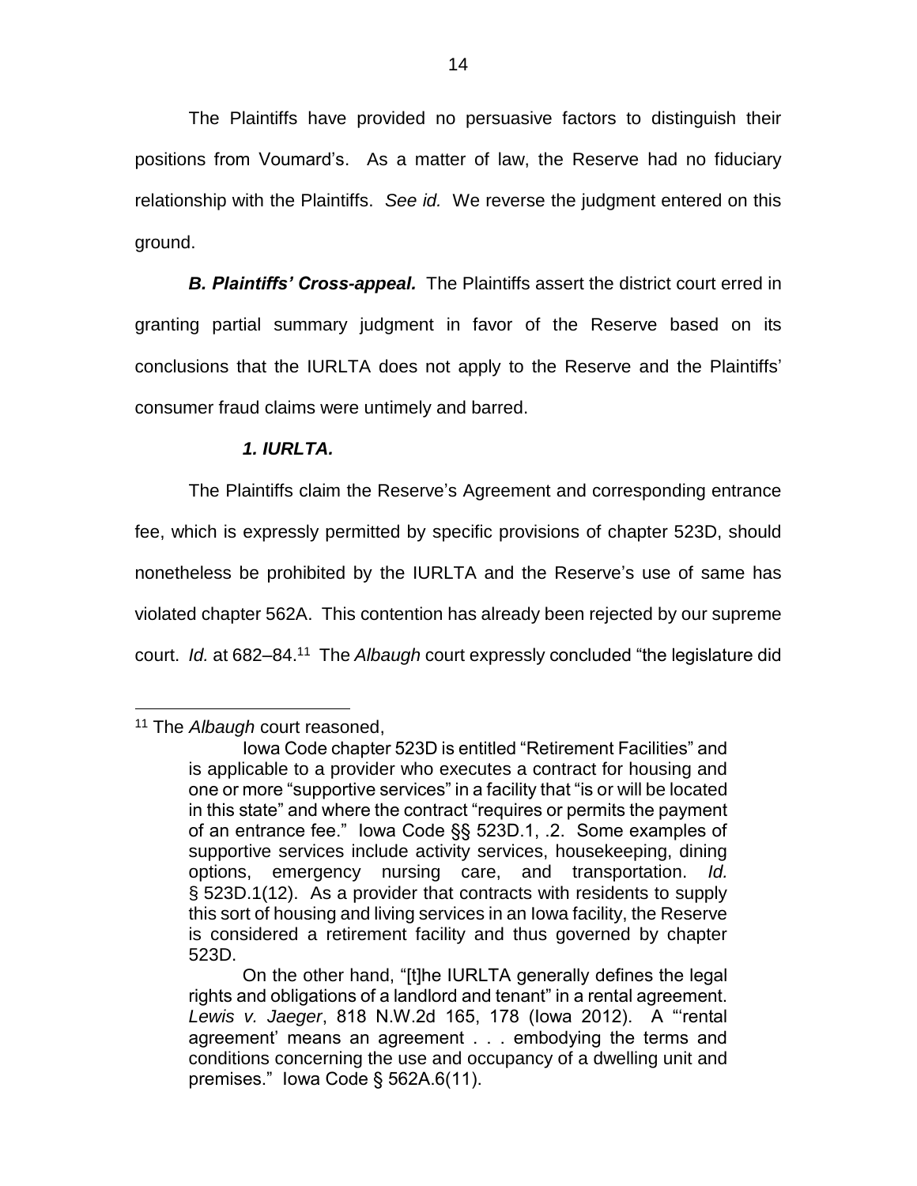The Plaintiffs have provided no persuasive factors to distinguish their positions from Voumard's. As a matter of law, the Reserve had no fiduciary relationship with the Plaintiffs. *See id.* We reverse the judgment entered on this ground.

***B. Plaintiffs' Cross-appeal.*** The Plaintiffs assert the district court erred in granting partial summary judgment in favor of the Reserve based on its conclusions that the IURLTA does not apply to the Reserve and the Plaintiffs' consumer fraud claims were untimely and barred.

***1. IURLTA.***

The Plaintiffs claim the Reserve's Agreement and corresponding entrance fee, which is expressly permitted by specific provisions of chapter 523D, should nonetheless be prohibited by the IURLTA and the Reserve's use of same has violated chapter 562A. This contention has already been rejected by our supreme court. *Id.* at 682–84.[11] The *Albaugh* court expressly concluded "the legislature did

---

[11] The *Albaugh* court reasoned,

> Iowa Code chapter 523D is entitled "Retirement Facilities" and is applicable to a provider who executes a contract for housing and one or more "supportive services" in a facility that "is or will be located in this state" and where the contract "requires or permits the payment of an entrance fee." Iowa Code §§ 523D.1, .2. Some examples of supportive services include activity services, housekeeping, dining options, emergency nursing care, and transportation. *Id.* § 523D.1(12). As a provider that contracts with residents to supply this sort of housing and living services in an Iowa facility, the Reserve is considered a retirement facility and thus governed by chapter 523D.
>
> On the other hand, "[t]he IURLTA generally defines the legal rights and obligations of a landlord and tenant" in a rental agreement. *Lewis v. Jaeger*, 818 N.W.2d 165, 178 (Iowa 2012). A "'rental agreement' means an agreement . . . embodying the terms and conditions concerning the use and occupancy of a dwelling unit and premises." Iowa Code § 562A.6(11).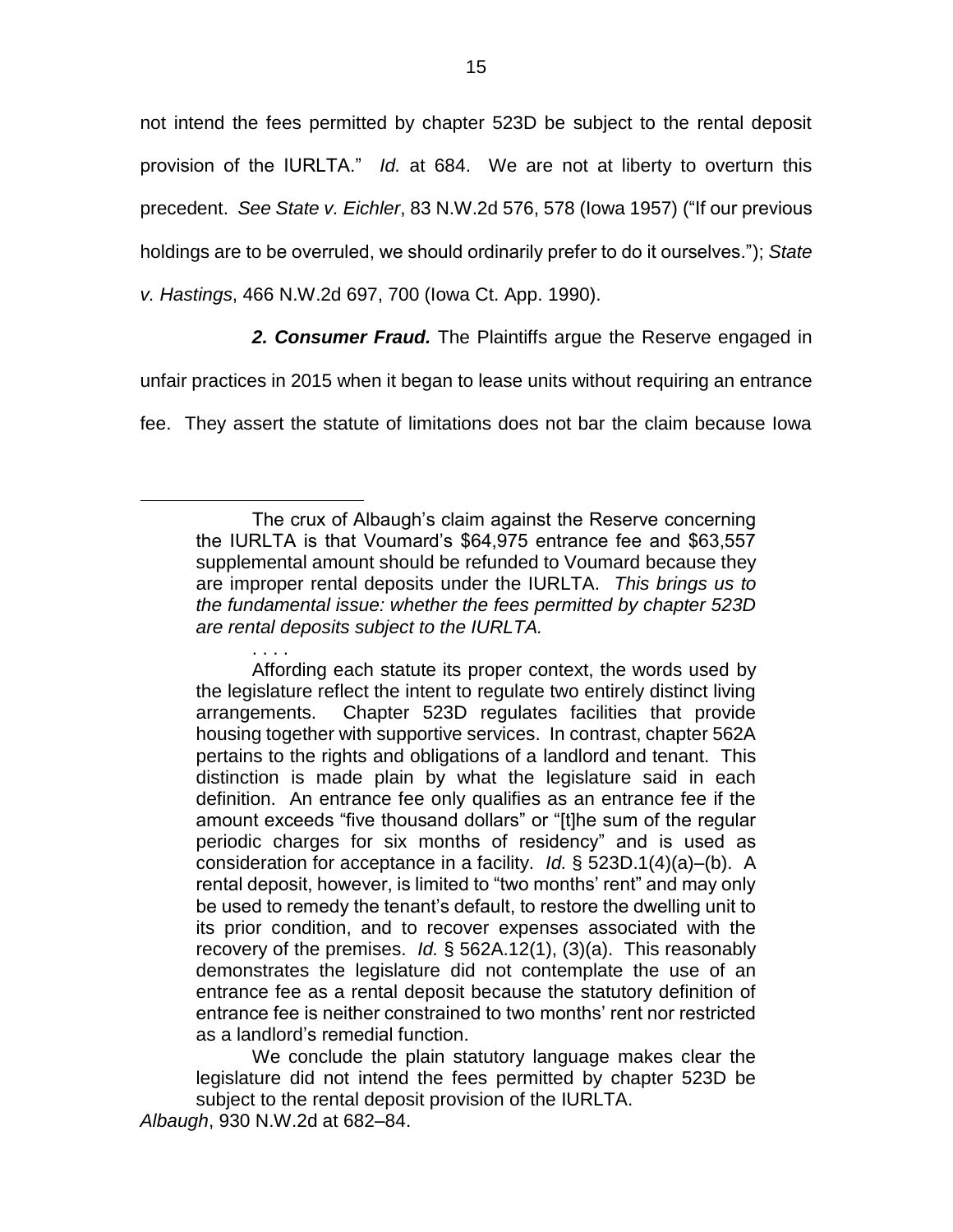not intend the fees permitted by chapter 523D be subject to the rental deposit provision of the IURLTA." *Id.* at 684. We are not at liberty to overturn this precedent. *See State v. Eichler*, 83 N.W.2d 576, 578 (Iowa 1957) ("If our previous holdings are to be overruled, we should ordinarily prefer to do it ourselves."); *State v. Hastings*, 466 N.W.2d 697, 700 (Iowa Ct. App. 1990).

***2. Consumer Fraud.*** The Plaintiffs argue the Reserve engaged in unfair practices in 2015 when it began to lease units without requiring an entrance fee. They assert the statute of limitations does not bar the claim because Iowa

---

> The crux of Albaugh's claim against the Reserve concerning the IURLTA is that Voumard's \$64,975 entrance fee and \$63,557 supplemental amount should be refunded to Voumard because they are improper rental deposits under the IURLTA. *This brings us to the fundamental issue: whether the fees permitted by chapter 523D are rental deposits subject to the IURLTA.*
>
> . . . .
>
> Affording each statute its proper context, the words used by the legislature reflect the intent to regulate two entirely distinct living arrangements. Chapter 523D regulates facilities that provide housing together with supportive services. In contrast, chapter 562A pertains to the rights and obligations of a landlord and tenant. This distinction is made plain by what the legislature said in each definition. An entrance fee only qualifies as an entrance fee if the amount exceeds "five thousand dollars" or "[t]he sum of the regular periodic charges for six months of residency" and is used as consideration for acceptance in a facility. *Id.* § 523D.1(4)(a)–(b). A rental deposit, however, is limited to "two months' rent" and may only be used to remedy the tenant's default, to restore the dwelling unit to its prior condition, and to recover expenses associated with the recovery of the premises. *Id.* § 562A.12(1), (3)(a). This reasonably demonstrates the legislature did not contemplate the use of an entrance fee as a rental deposit because the statutory definition of entrance fee is neither constrained to two months' rent nor restricted as a landlord's remedial function.
>
> We conclude the plain statutory language makes clear the legislature did not intend the fees permitted by chapter 523D be subject to the rental deposit provision of the IURLTA.

*Albaugh*, 930 N.W.2d at 682–84.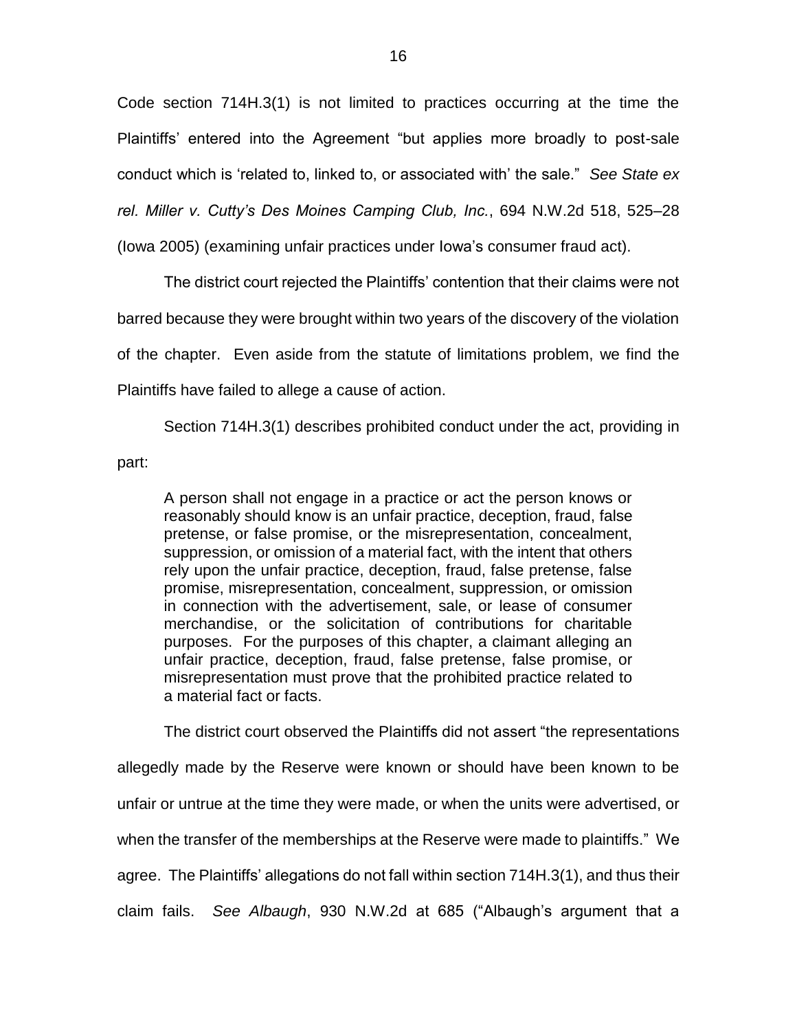Code section 714H.3(1) is not limited to practices occurring at the time the Plaintiffs' entered into the Agreement "but applies more broadly to post-sale conduct which is 'related to, linked to, or associated with' the sale." *See State ex rel. Miller v. Cutty's Des Moines Camping Club, Inc.*, 694 N.W.2d 518, 525–28 (Iowa 2005) (examining unfair practices under Iowa's consumer fraud act).

The district court rejected the Plaintiffs' contention that their claims were not barred because they were brought within two years of the discovery of the violation of the chapter. Even aside from the statute of limitations problem, we find the Plaintiffs have failed to allege a cause of action.

Section 714H.3(1) describes prohibited conduct under the act, providing in part:

> A person shall not engage in a practice or act the person knows or reasonably should know is an unfair practice, deception, fraud, false pretense, or false promise, or the misrepresentation, concealment, suppression, or omission of a material fact, with the intent that others rely upon the unfair practice, deception, fraud, false pretense, false promise, misrepresentation, concealment, suppression, or omission in connection with the advertisement, sale, or lease of consumer merchandise, or the solicitation of contributions for charitable purposes. For the purposes of this chapter, a claimant alleging an unfair practice, deception, fraud, false pretense, false promise, or misrepresentation must prove that the prohibited practice related to a material fact or facts.

The district court observed the Plaintiffs did not assert "the representations allegedly made by the Reserve were known or should have been known to be unfair or untrue at the time they were made, or when the units were advertised, or when the transfer of the memberships at the Reserve were made to plaintiffs." We agree. The Plaintiffs' allegations do not fall within section 714H.3(1), and thus their claim fails. *See Albaugh*, 930 N.W.2d at 685 ("Albaugh's argument that a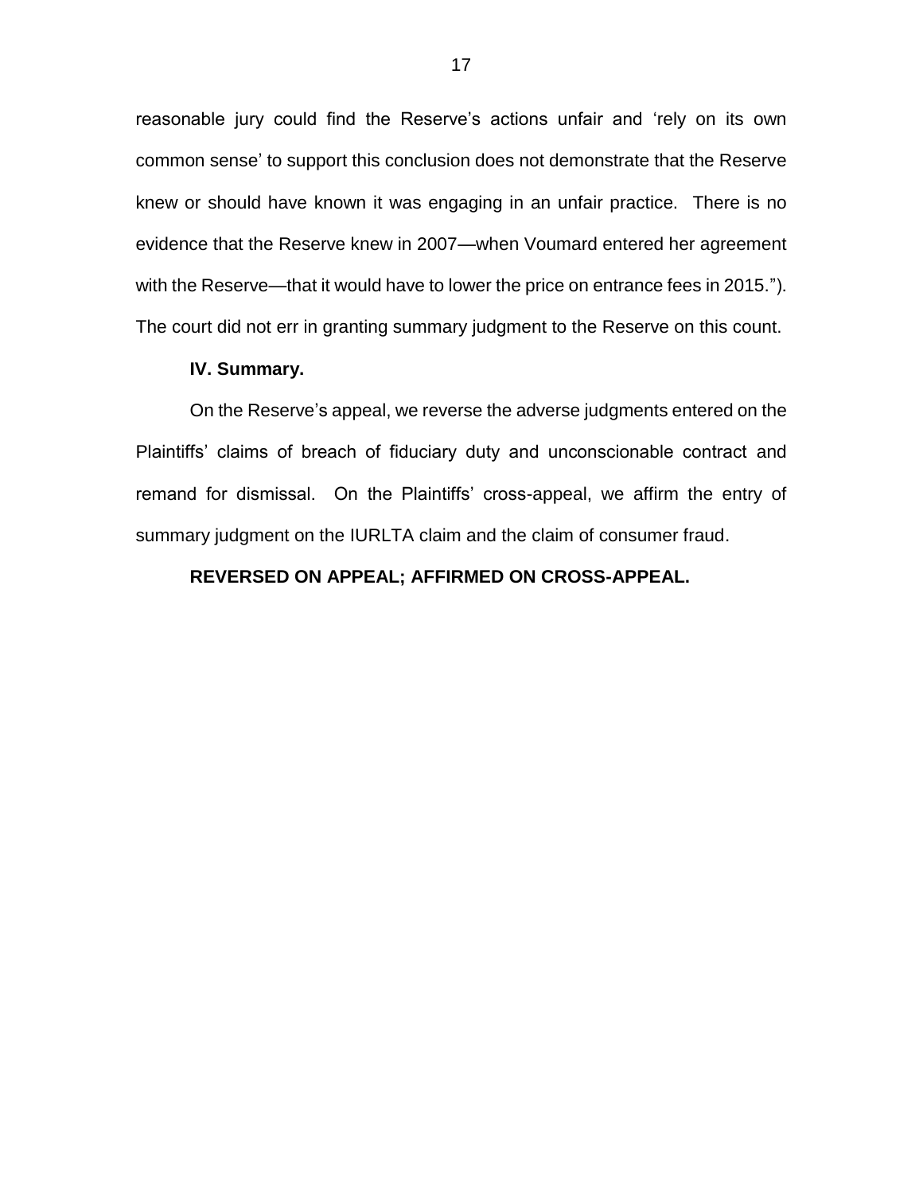reasonable jury could find the Reserve's actions unfair and 'rely on its own common sense' to support this conclusion does not demonstrate that the Reserve knew or should have known it was engaging in an unfair practice. There is no evidence that the Reserve knew in 2007—when Voumard entered her agreement with the Reserve—that it would have to lower the price on entrance fees in 2015."). The court did not err in granting summary judgment to the Reserve on this count.

**IV. Summary.**

On the Reserve's appeal, we reverse the adverse judgments entered on the Plaintiffs' claims of breach of fiduciary duty and unconscionable contract and remand for dismissal. On the Plaintiffs' cross-appeal, we affirm the entry of summary judgment on the IURLTA claim and the claim of consumer fraud.

**REVERSED ON APPEAL; AFFIRMED ON CROSS-APPEAL.**